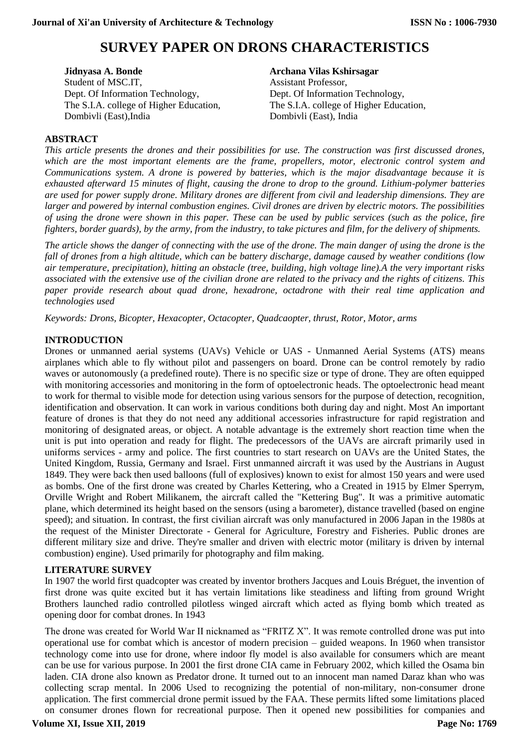# SURVEY PAPER ON DRONS CHARACTERISTICS

**Jidnyasa A. Bonde**
Student of MSC.IT,
Dept. Of Information Technology,
The S.I.A. college of Higher Education,
Dombivli (East),India

**Archana Vilas Kshirsagar**
Assistant Professor,
Dept. Of Information Technology,
The S.I.A. college of Higher Education,
Dombivli (East), India

## ABSTRACT

*This article presents the drones and their possibilities for use. The construction was first discussed drones, which are the most important elements are the frame, propellers, motor, electronic control system and Communications system. A drone is powered by batteries, which is the major disadvantage because it is exhausted afterward 15 minutes of flight, causing the drone to drop to the ground. Lithium-polymer batteries are used for power supply drone. Military drones are different from civil and leadership dimensions. They are larger and powered by internal combustion engines. Civil drones are driven by electric motors. The possibilities of using the drone were shown in this paper. These can be used by public services (such as the police, fire fighters, border guards), by the army, from the industry, to take pictures and film, for the delivery of shipments.*

*The article shows the danger of connecting with the use of the drone. The main danger of using the drone is the fall of drones from a high altitude, which can be battery discharge, damage caused by weather conditions (low air temperature, precipitation), hitting an obstacle (tree, building, high voltage line).A the very important risks associated with the extensive use of the civilian drone are related to the privacy and the rights of citizens. This paper provide research about quad drone, hexadrone, octadrone with their real time application and technologies used*

*Keywords: Drons, Bicopter, Hexacopter, Octacopter, Quadcaopter, thrust, Rotor, Motor, arms*

## INTRODUCTION

Drones or unmanned aerial systems (UAVs) Vehicle or UAS - Unmanned Aerial Systems (ATS) means airplanes which able to fly without pilot and passengers on board. Drone can be control remotely by radio waves or autonomously (a predefined route). There is no specific size or type of drone. They are often equipped with monitoring accessories and monitoring in the form of optoelectronic heads. The optoelectronic head meant to work for thermal to visible mode for detection using various sensors for the purpose of detection, recognition, identification and observation. It can work in various conditions both during day and night. Most An important feature of drones is that they do not need any additional accessories infrastructure for rapid registration and monitoring of designated areas, or object. A notable advantage is the extremely short reaction time when the unit is put into operation and ready for flight. The predecessors of the UAVs are aircraft primarily used in uniforms services - army and police. The first countries to start research on UAVs are the United States, the United Kingdom, Russia, Germany and Israel. First unmanned aircraft it was used by the Austrians in August 1849. They were back then used balloons (full of explosives) known to exist for almost 150 years and were used as bombs. One of the first drone was created by Charles Kettering, who a Created in 1915 by Elmer Sperrym, Orville Wright and Robert Milikanem, the aircraft called the "Kettering Bug". It was a primitive automatic plane, which determined its height based on the sensors (using a barometer), distance travelled (based on engine speed); and situation. In contrast, the first civilian aircraft was only manufactured in 2006 Japan in the 1980s at the request of the Minister Directorate - General for Agriculture, Forestry and Fisheries. Public drones are different military size and drive. They're smaller and driven with electric motor (military is driven by internal combustion) engine). Used primarily for photography and film making.

## LITERATURE SURVEY

In 1907 the world first quadcopter was created by inventor brothers Jacques and Louis Bréguet, the invention of first drone was quite excited but it has vertain limitations like steadiness and lifting from ground Wright Brothers launched radio controlled pilotless winged aircraft which acted as flying bomb which treated as opening door for combat drones. In 1943

The drone was created for World War II nicknamed as "FRITZ X". It was remote controlled drone was put into operational use for combat which is ancestor of modern precision – guided weapons. In 1960 when transistor technology come into use for drone, where indoor fly model is also available for consumers which are meant can be use for various purpose. In 2001 the first drone CIA came in February 2002, which killed the Osama bin laden. CIA drone also known as Predator drone. It turned out to an innocent man named Daraz khan who was collecting scrap mental. In 2006 Used to recognizing the potential of non-military, non-consumer drone application. The first commercial drone permit issued by the FAA. These permits lifted some limitations placed on consumer drones flown for recreational purpose. Then it opened new possibilities for companies and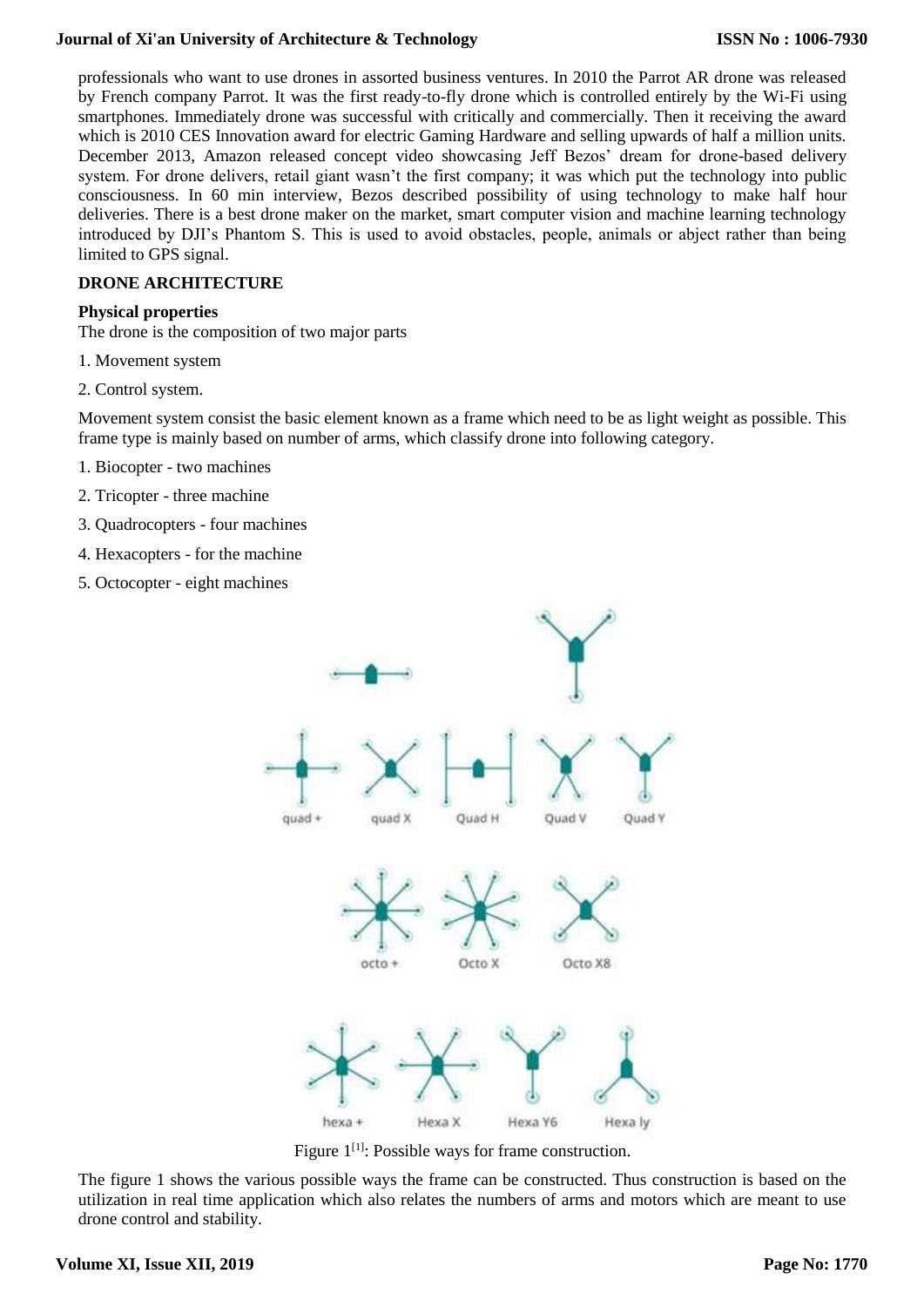professionals who want to use drones in assorted business ventures. In 2010 the Parrot AR drone was released by French company Parrot. It was the first ready-to-fly drone which is controlled entirely by the Wi-Fi using smartphones. Immediately drone was successful with critically and commercially. Then it receiving the award which is 2010 CES Innovation award for electric Gaming Hardware and selling upwards of half a million units. December 2013, Amazon released concept video showcasing Jeff Bezos' dream for drone-based delivery system. For drone delivers, retail giant wasn't the first company; it was which put the technology into public consciousness. In 60 min interview, Bezos described possibility of using technology to make half hour deliveries. There is a best drone maker on the market, smart computer vision and machine learning technology introduced by DJI's Phantom S. This is used to avoid obstacles, people, animals or abject rather than being limited to GPS signal.

## DRONE ARCHITECTURE

### Physical properties

The drone is the composition of two major parts

1. Movement system
2. Control system.

Movement system consist the basic element known as a frame which need to be as light weight as possible. This frame type is mainly based on number of arms, which classify drone into following category.

1. Biocopter - two machines
2. Tricopter - three machine
3. Quadrocopters - four machines
4. Hexacopters - for the machine
5. Octocopter - eight machines

quad + | quad X | Quad H | Quad V | Quad Y

octo + | Octo X | Octo X8

hexa + | Hexa X | Hexa Y6 | Hexa ly

Figure 1[1]: Possible ways for frame construction.

The figure 1 shows the various possible ways the frame can be constructed. Thus construction is based on the utilization in real time application which also relates the numbers of arms and motors which are meant to use drone control and stability.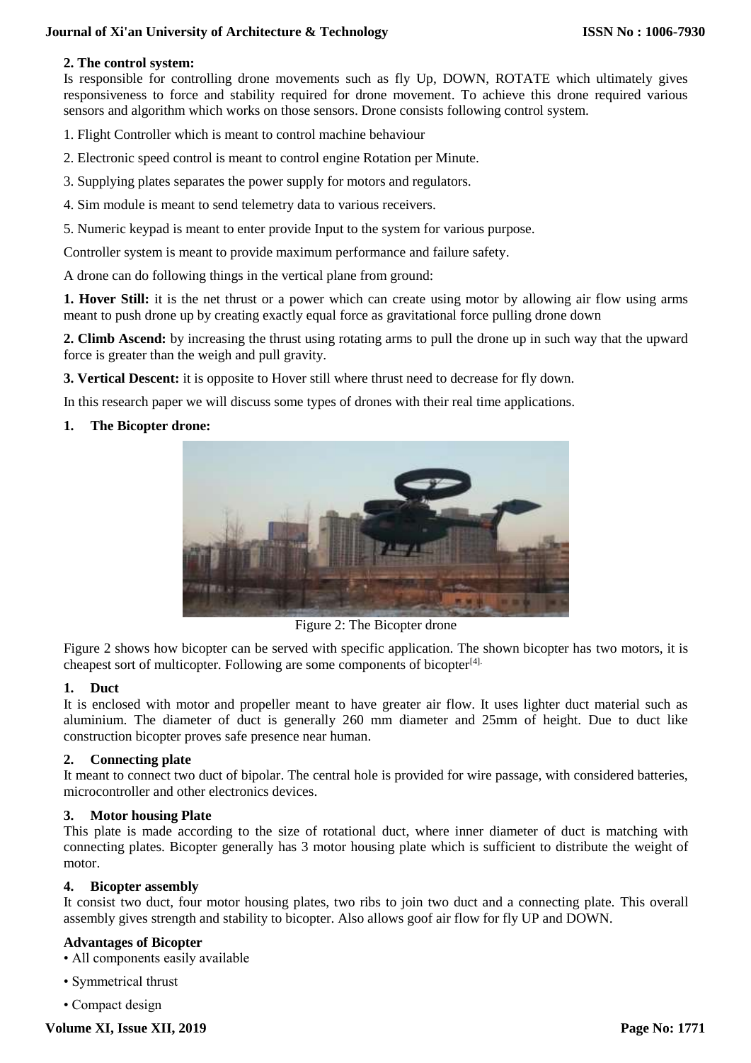**2. The control system:**

Is responsible for controlling drone movements such as fly Up, DOWN, ROTATE which ultimately gives responsiveness to force and stability required for drone movement. To achieve this drone required various sensors and algorithm which works on those sensors. Drone consists following control system.

1. Flight Controller which is meant to control machine behaviour
2. Electronic speed control is meant to control engine Rotation per Minute.
3. Supplying plates separates the power supply for motors and regulators.
4. Sim module is meant to send telemetry data to various receivers.
5. Numeric keypad is meant to enter provide Input to the system for various purpose.

Controller system is meant to provide maximum performance and failure safety.

A drone can do following things in the vertical plane from ground:

**1. Hover Still:** it is the net thrust or a power which can create using motor by allowing air flow using arms meant to push drone up by creating exactly equal force as gravitational force pulling drone down

**2. Climb Ascend:** by increasing the thrust using rotating arms to pull the drone up in such way that the upward force is greater than the weigh and pull gravity.

**3. Vertical Descent:** it is opposite to Hover still where thrust need to decrease for fly down.

In this research paper we will discuss some types of drones with their real time applications.

**1. The Bicopter drone:**

Figure 2: The Bicopter drone

Figure 2 shows how bicopter can be served with specific application. The shown bicopter has two motors, it is cheapest sort of multicopter. Following are some components of bicopter[4].

**1. Duct**

It is enclosed with motor and propeller meant to have greater air flow. It uses lighter duct material such as aluminium. The diameter of duct is generally 260 mm diameter and 25mm of height. Due to duct like construction bicopter proves safe presence near human.

**2. Connecting plate**

It meant to connect two duct of bipolar. The central hole is provided for wire passage, with considered batteries, microcontroller and other electronics devices.

**3. Motor housing Plate**

This plate is made according to the size of rotational duct, where inner diameter of duct is matching with connecting plates. Bicopter generally has 3 motor housing plate which is sufficient to distribute the weight of motor.

**4. Bicopter assembly**

It consist two duct, four motor housing plates, two ribs to join two duct and a connecting plate. This overall assembly gives strength and stability to bicopter. Also allows goof air flow for fly UP and DOWN.

**Advantages of Bicopter**

- All components easily available
- Symmetrical thrust
- Compact design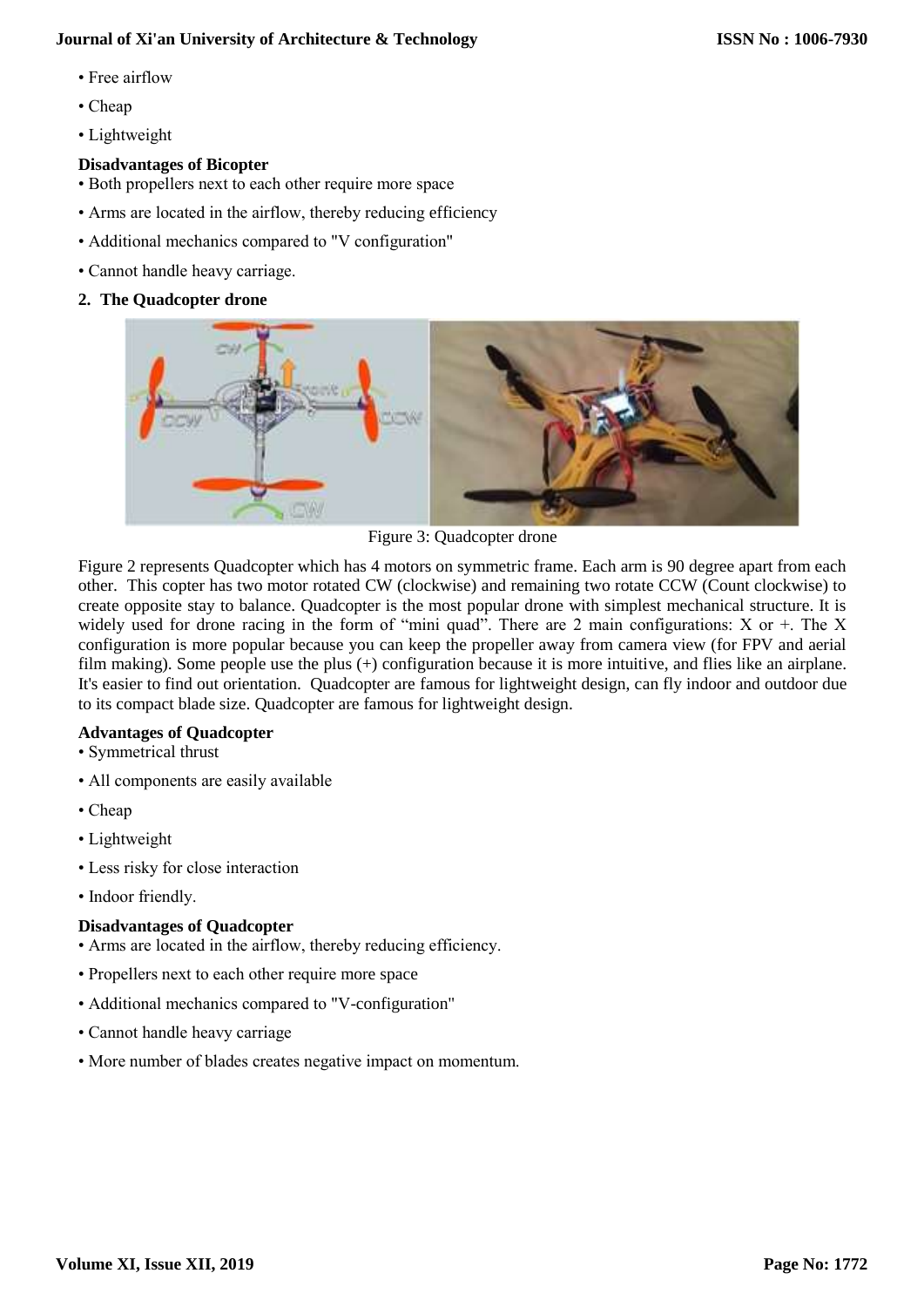- Free airflow
- Cheap
- Lightweight

**Disadvantages of Bicopter**

- Both propellers next to each other require more space
- Arms are located in the airflow, thereby reducing efficiency
- Additional mechanics compared to "V configuration"
- Cannot handle heavy carriage.

**2. The Quadcopter drone**

Figure 3: Quadcopter drone

Figure 2 represents Quadcopter which has 4 motors on symmetric frame. Each arm is 90 degree apart from each other. This copter has two motor rotated CW (clockwise) and remaining two rotate CCW (Count clockwise) to create opposite stay to balance. Quadcopter is the most popular drone with simplest mechanical structure. It is widely used for drone racing in the form of "mini quad". There are 2 main configurations: X or +. The X configuration is more popular because you can keep the propeller away from camera view (for FPV and aerial film making). Some people use the plus (+) configuration because it is more intuitive, and flies like an airplane. It's easier to find out orientation. Quadcopter are famous for lightweight design, can fly indoor and outdoor due to its compact blade size. Quadcopter are famous for lightweight design.

**Advantages of Quadcopter**

- Symmetrical thrust
- All components are easily available
- Cheap
- Lightweight
- Less risky for close interaction
- Indoor friendly.

**Disadvantages of Quadcopter**

- Arms are located in the airflow, thereby reducing efficiency.
- Propellers next to each other require more space
- Additional mechanics compared to "V-configuration"
- Cannot handle heavy carriage
- More number of blades creates negative impact on momentum.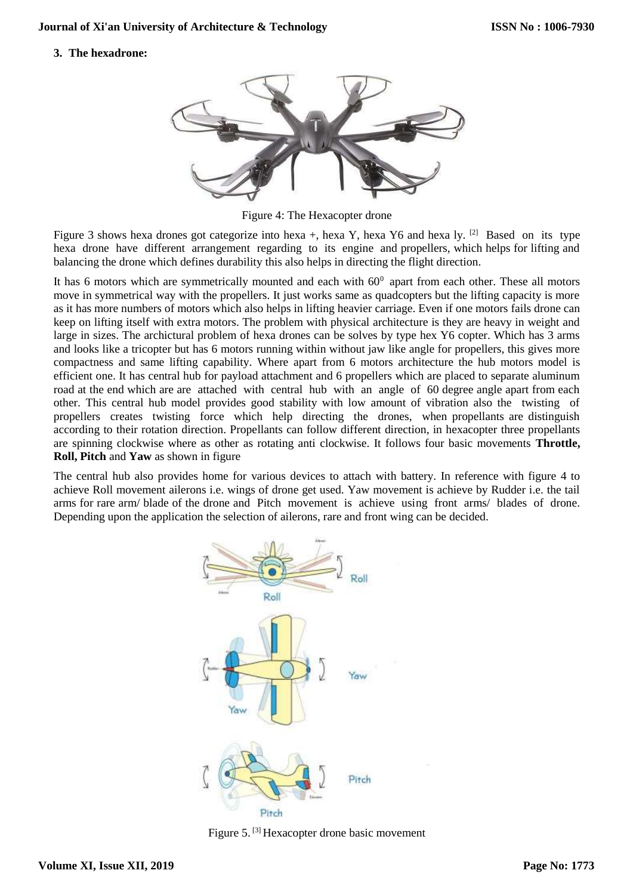### 3. The hexadrone:

Figure 4: The Hexacopter drone

Figure 3 shows hexa drones got categorize into hexa +, hexa Y, hexa Y6 and hexa ly. [2] Based on its type hexa drone have different arrangement regarding to its engine and propellers, which helps for lifting and balancing the drone which defines durability this also helps in directing the flight direction.

It has 6 motors which are symmetrically mounted and each with $60^0$ apart from each other. These all motors move in symmetrical way with the propellers. It just works same as quadcopters but the lifting capacity is more as it has more numbers of motors which also helps in lifting heavier carriage. Even if one motors fails drone can keep on lifting itself with extra motors. The problem with physical architecture is they are heavy in weight and large in sizes. The archictural problem of hexa drones can be solves by type hex Y6 copter. Which has 3 arms and looks like a tricopter but has 6 motors running within without jaw like angle for propellers, this gives more compactness and same lifting capability. Where apart from 6 motors architecture the hub motors model is efficient one. It has central hub for payload attachment and 6 propellers which are placed to separate aluminum road at the end which are are attached with central hub with an angle of 60 degree angle apart from each other. This central hub model provides good stability with low amount of vibration also the twisting of propellers creates twisting force which help directing the drones, when propellants are distinguish according to their rotation direction. Propellants can follow different direction, in hexacopter three propellants are spinning clockwise where as other as rotating anti clockwise. It follows four basic movements **Throttle, Roll, Pitch** and **Yaw** as shown in figure

The central hub also provides home for various devices to attach with battery. In reference with figure 4 to achieve Roll movement ailerons i.e. wings of drone get used. Yaw movement is achieve by Rudder i.e. the tail arms for rare arm/ blade of the drone and Pitch movement is achieve using front arms/ blades of drone. Depending upon the application the selection of ailerons, rare and front wing can be decided.

Figure 5. [3] Hexacopter drone basic movement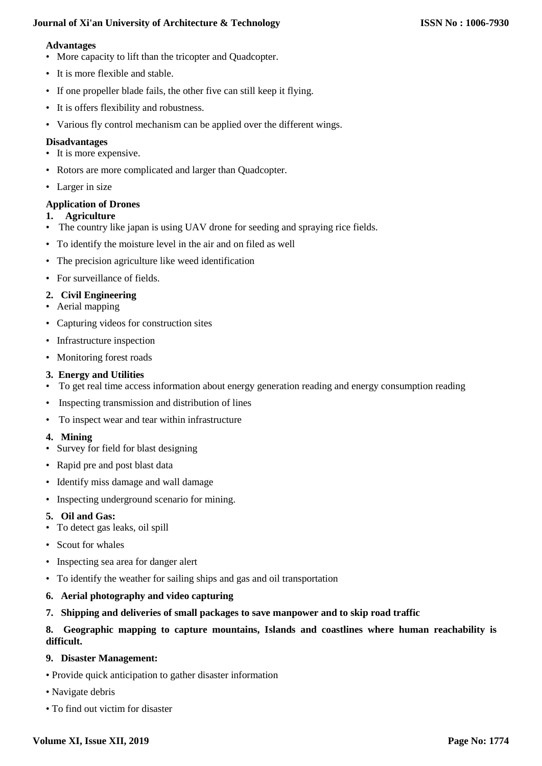**Advantages**

- More capacity to lift than the tricopter and Quadcopter.
- It is more flexible and stable.
- If one propeller blade fails, the other five can still keep it flying.
- It is offers flexibility and robustness.
- Various fly control mechanism can be applied over the different wings.

**Disadvantages**

- It is more expensive.
- Rotors are more complicated and larger than Quadcopter.
- Larger in size

**Application of Drones**

**1. Agriculture**

- The country like japan is using UAV drone for seeding and spraying rice fields.
- To identify the moisture level in the air and on filed as well
- The precision agriculture like weed identification
- For surveillance of fields.

**2. Civil Engineering**

- Aerial mapping
- Capturing videos for construction sites
- Infrastructure inspection
- Monitoring forest roads

**3. Energy and Utilities**

- To get real time access information about energy generation reading and energy consumption reading
- Inspecting transmission and distribution of lines
- To inspect wear and tear within infrastructure

**4. Mining**

- Survey for field for blast designing
- Rapid pre and post blast data
- Identify miss damage and wall damage
- Inspecting underground scenario for mining.

**5. Oil and Gas:**

- To detect gas leaks, oil spill
- Scout for whales
- Inspecting sea area for danger alert
- To identify the weather for sailing ships and gas and oil transportation

**6. Aerial photography and video capturing**

**7. Shipping and deliveries of small packages to save manpower and to skip road traffic**

**8. Geographic mapping to capture mountains, Islands and coastlines where human reachability is difficult.**

**9. Disaster Management:**

- Provide quick anticipation to gather disaster information
- Navigate debris
- To find out victim for disaster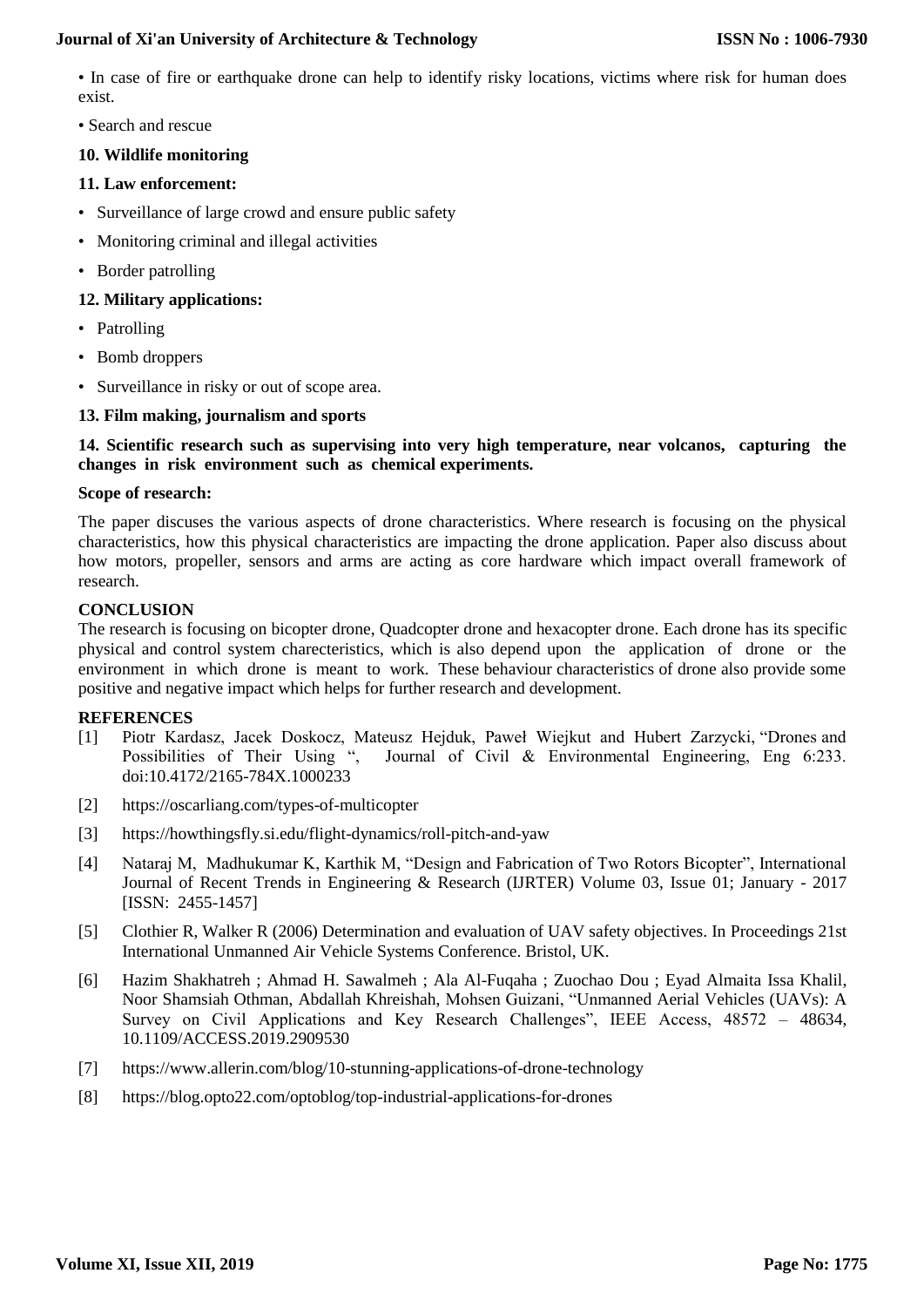• In case of fire or earthquake drone can help to identify risky locations, victims where risk for human does exist.

• Search and rescue

**10. Wildlife monitoring**

**11. Law enforcement:**

- Surveillance of large crowd and ensure public safety
- Monitoring criminal and illegal activities
- Border patrolling

**12. Military applications:**

- Patrolling
- Bomb droppers
- Surveillance in risky or out of scope area.

**13. Film making, journalism and sports**

**14. Scientific research such as supervising into very high temperature, near volcanos, capturing the changes in risk environment such as chemical experiments.**

**Scope of research:**

The paper discuses the various aspects of drone characteristics. Where research is focusing on the physical characteristics, how this physical characteristics are impacting the drone application. Paper also discuss about how motors, propeller, sensors and arms are acting as core hardware which impact overall framework of research.

## CONCLUSION

The research is focusing on bicopter drone, Quadcopter drone and hexacopter drone. Each drone has its specific physical and control system charecteristics, which is also depend upon the application of drone or the environment in which drone is meant to work. These behaviour characteristics of drone also provide some positive and negative impact which helps for further research and development.

## REFERENCES

[1] Piotr Kardasz, Jacek Doskocz, Mateusz Hejduk, Paweł Wiejkut and Hubert Zarzycki, "Drones and Possibilities of Their Using ", Journal of Civil & Environmental Engineering, Eng 6:233. doi:10.4172/2165-784X.1000233

[2] https://oscarliang.com/types-of-multicopter

[3] https://howthingsfly.si.edu/flight-dynamics/roll-pitch-and-yaw

[4] Nataraj M, Madhukumar K, Karthik M, "Design and Fabrication of Two Rotors Bicopter", International Journal of Recent Trends in Engineering & Research (IJRTER) Volume 03, Issue 01; January - 2017 [ISSN: 2455-1457]

[5] Clothier R, Walker R (2006) Determination and evaluation of UAV safety objectives. In Proceedings 21st International Unmanned Air Vehicle Systems Conference. Bristol, UK.

[6] Hazim Shakhatreh ; Ahmad H. Sawalmeh ; Ala Al-Fuqaha ; Zuochao Dou ; Eyad Almaita Issa Khalil, Noor Shamsiah Othman, Abdallah Khreishah, Mohsen Guizani, "Unmanned Aerial Vehicles (UAVs): A Survey on Civil Applications and Key Research Challenges", IEEE Access, 48572 – 48634, 10.1109/ACCESS.2019.2909530

[7] https://www.allerin.com/blog/10-stunning-applications-of-drone-technology

[8] https://blog.opto22.com/optoblog/top-industrial-applications-for-drones